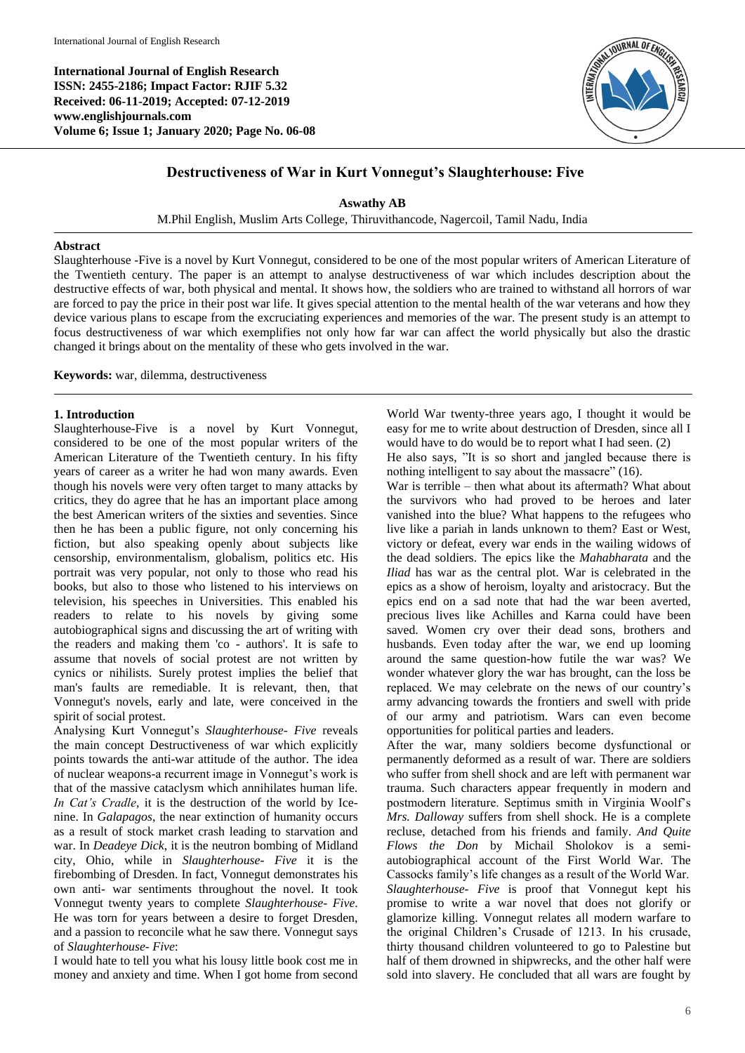International Journal of English Research
ISSN: 2455-2186; Impact Factor: RJIF 5.32
Received: 06-11-2019; Accepted: 07-12-2019
www.englishjournals.com
Volume 6; Issue 1; January 2020; Page No. 06-08

# Destructiveness of War in Kurt Vonnegut's Slaughterhouse: Five

**Aswathy AB**

M.Phil English, Muslim Arts College, Thiruvithancode, Nagercoil, Tamil Nadu, India

## Abstract

Slaughterhouse -Five is a novel by Kurt Vonnegut, considered to be one of the most popular writers of American Literature of the Twentieth century. The paper is an attempt to analyse destructiveness of war which includes description about the destructive effects of war, both physical and mental. It shows how, the soldiers who are trained to withstand all horrors of war are forced to pay the price in their post war life. It gives special attention to the mental health of the war veterans and how they device various plans to escape from the excruciating experiences and memories of the war. The present study is an attempt to focus destructiveness of war which exemplifies not only how far war can affect the world physically but also the drastic changed it brings about on the mentality of these who gets involved in the war.

**Keywords:** war, dilemma, destructiveness

## 1. Introduction

Slaughterhouse-Five is a novel by Kurt Vonnegut, considered to be one of the most popular writers of the American Literature of the Twentieth century. In his fifty years of career as a writer he had won many awards. Even though his novels were very often target to many attacks by critics, they do agree that he has an important place among the best American writers of the sixties and seventies. Since then he has been a public figure, not only concerning his fiction, but also speaking openly about subjects like censorship, environmentalism, globalism, politics etc. His portrait was very popular, not only to those who read his books, but also to those who listened to his interviews on television, his speeches in Universities. This enabled his readers to relate to his novels by giving some autobiographical signs and discussing the art of writing with the readers and making them 'co - authors'. It is safe to assume that novels of social protest are not written by cynics or nihilists. Surely protest implies the belief that man's faults are remediable. It is relevant, then, that Vonnegut's novels, early and late, were conceived in the spirit of social protest.

Analysing Kurt Vonnegut's *Slaughterhouse- Five* reveals the main concept Destructiveness of war which explicitly points towards the anti-war attitude of the author. The idea of nuclear weapons-a recurrent image in Vonnegut's work is that of the massive cataclysm which annihilates human life. *In Cat's Cradle*, it is the destruction of the world by Ice-nine. In *Galapagos*, the near extinction of humanity occurs as a result of stock market crash leading to starvation and war. In *Deadeye Dick*, it is the neutron bombing of Midland city, Ohio, while in *Slaughterhouse- Five* it is the firebombing of Dresden. In fact, Vonnegut demonstrates his own anti- war sentiments throughout the novel. It took Vonnegut twenty years to complete *Slaughterhouse- Five*. He was torn for years between a desire to forget Dresden, and a passion to reconcile what he saw there. Vonnegut says of *Slaughterhouse- Five*:

I would hate to tell you what his lousy little book cost me in money and anxiety and time. When I got home from second World War twenty-three years ago, I thought it would be easy for me to write about destruction of Dresden, since all I would have to do would be to report what I had seen. (2)

He also says, "It is so short and jangled because there is nothing intelligent to say about the massacre" (16).

War is terrible – then what about its aftermath? What about the survivors who had proved to be heroes and later vanished into the blue? What happens to the refugees who live like a pariah in lands unknown to them? East or West, victory or defeat, every war ends in the wailing widows of the dead soldiers. The epics like the *Mahabharata* and the *Iliad* has war as the central plot. War is celebrated in the epics as a show of heroism, loyalty and aristocracy. But the epics end on a sad note that had the war been averted, precious lives like Achilles and Karna could have been saved. Women cry over their dead sons, brothers and husbands. Even today after the war, we end up looming around the same question-how futile the war was? We wonder whatever glory the war has brought, can the loss be replaced. We may celebrate on the news of our country's army advancing towards the frontiers and swell with pride of our army and patriotism. Wars can even become opportunities for political parties and leaders.

After the war, many soldiers become dysfunctional or permanently deformed as a result of war. There are soldiers who suffer from shell shock and are left with permanent war trauma. Such characters appear frequently in modern and postmodern literature. Septimus smith in Virginia Woolf's *Mrs. Dalloway* suffers from shell shock. He is a complete recluse, detached from his friends and family. *And Quite Flows the Don* by Michail Sholokov is a semi-autobiographical account of the First World War. The Cassocks family's life changes as a result of the World War.

*Slaughterhouse- Five* is proof that Vonnegut kept his promise to write a war novel that does not glorify or glamorize killing. Vonnegut relates all modern warfare to the original Children's Crusade of 1213. In his crusade, thirty thousand children volunteered to go to Palestine but half of them drowned in shipwrecks, and the other half were sold into slavery. He concluded that all wars are fought by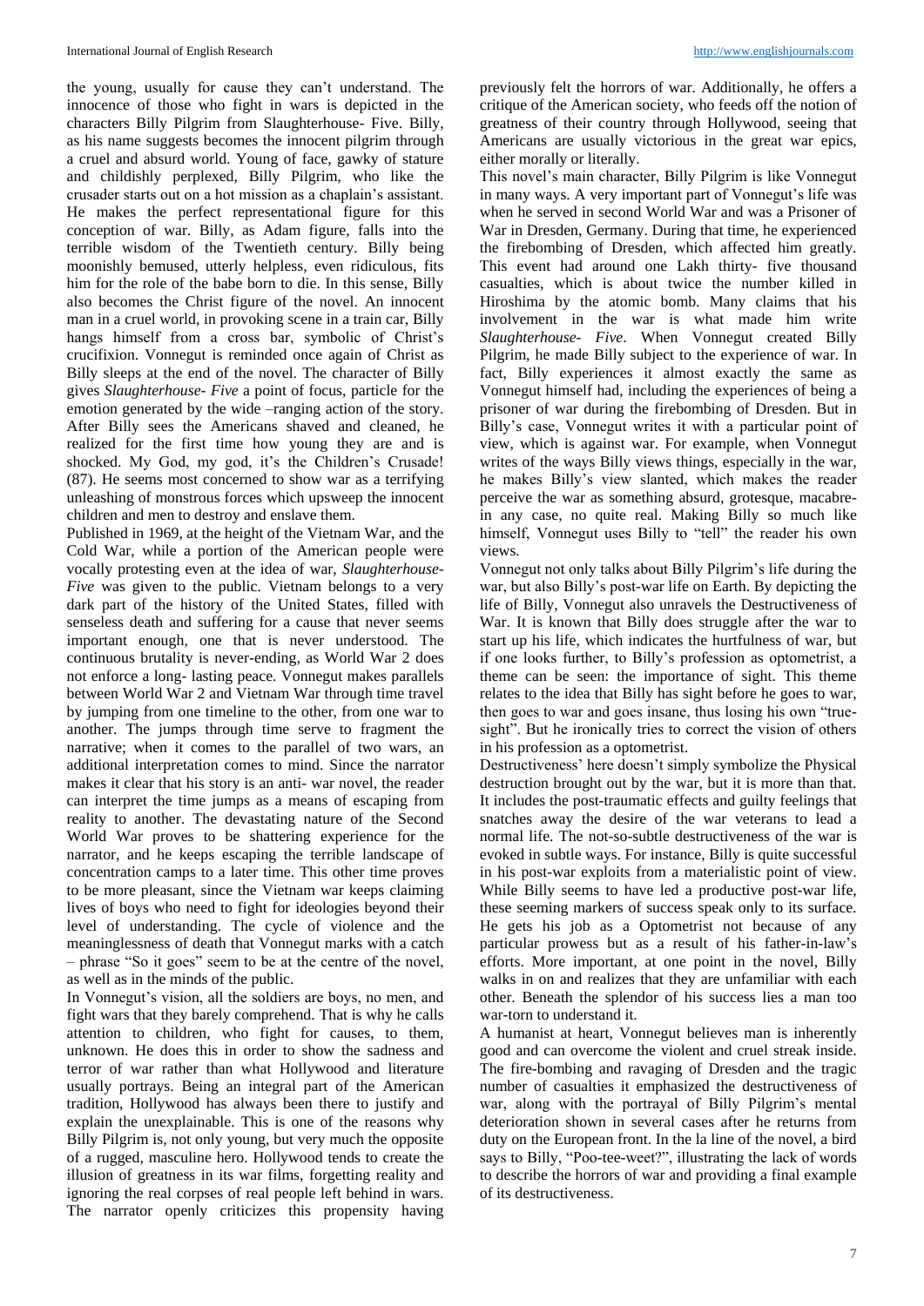the young, usually for cause they can't understand. The innocence of those who fight in wars is depicted in the characters Billy Pilgrim from Slaughterhouse- Five. Billy, as his name suggests becomes the innocent pilgrim through a cruel and absurd world. Young of face, gawky of stature and childishly perplexed, Billy Pilgrim, who like the crusader starts out on a hot mission as a chaplain's assistant. He makes the perfect representational figure for this conception of war. Billy, as Adam figure, falls into the terrible wisdom of the Twentieth century. Billy being moonishly bemused, utterly helpless, even ridiculous, fits him for the role of the babe born to die. In this sense, Billy also becomes the Christ figure of the novel. An innocent man in a cruel world, in provoking scene in a train car, Billy hangs himself from a cross bar, symbolic of Christ's crucifixion. Vonnegut is reminded once again of Christ as Billy sleeps at the end of the novel. The character of Billy gives *Slaughterhouse- Five* a point of focus, particle for the emotion generated by the wide –ranging action of the story. After Billy sees the Americans shaved and cleaned, he realized for the first time how young they are and is shocked. My God, my god, it's the Children's Crusade! (87). He seems most concerned to show war as a terrifying unleashing of monstrous forces which upsweep the innocent children and men to destroy and enslave them.

Published in 1969, at the height of the Vietnam War, and the Cold War, while a portion of the American people were vocally protesting even at the idea of war, *Slaughterhouse- Five* was given to the public. Vietnam belongs to a very dark part of the history of the United States, filled with senseless death and suffering for a cause that never seems important enough, one that is never understood. The continuous brutality is never-ending, as World War 2 does not enforce a long- lasting peace. Vonnegut makes parallels between World War 2 and Vietnam War through time travel by jumping from one timeline to the other, from one war to another. The jumps through time serve to fragment the narrative; when it comes to the parallel of two wars, an additional interpretation comes to mind. Since the narrator makes it clear that his story is an anti- war novel, the reader can interpret the time jumps as a means of escaping from reality to another. The devastating nature of the Second World War proves to be shattering experience for the narrator, and he keeps escaping the terrible landscape of concentration camps to a later time. This other time proves to be more pleasant, since the Vietnam war keeps claiming lives of boys who need to fight for ideologies beyond their level of understanding. The cycle of violence and the meaninglessness of death that Vonnegut marks with a catch – phrase "So it goes" seem to be at the centre of the novel, as well as in the minds of the public.

In Vonnegut's vision, all the soldiers are boys, no men, and fight wars that they barely comprehend. That is why he calls attention to children, who fight for causes, to them, unknown. He does this in order to show the sadness and terror of war rather than what Hollywood and literature usually portrays. Being an integral part of the American tradition, Hollywood has always been there to justify and explain the unexplainable. This is one of the reasons why Billy Pilgrim is, not only young, but very much the opposite of a rugged, masculine hero. Hollywood tends to create the illusion of greatness in its war films, forgetting reality and ignoring the real corpses of real people left behind in wars. The narrator openly criticizes this propensity having previously felt the horrors of war. Additionally, he offers a critique of the American society, who feeds off the notion of greatness of their country through Hollywood, seeing that Americans are usually victorious in the great war epics, either morally or literally.

This novel's main character, Billy Pilgrim is like Vonnegut in many ways. A very important part of Vonnegut's life was when he served in second World War and was a Prisoner of War in Dresden, Germany. During that time, he experienced the firebombing of Dresden, which affected him greatly. This event had around one Lakh thirty- five thousand casualties, which is about twice the number killed in Hiroshima by the atomic bomb. Many claims that his involvement in the war is what made him write *Slaughterhouse- Five*. When Vonnegut created Billy Pilgrim, he made Billy subject to the experience of war. In fact, Billy experiences it almost exactly the same as Vonnegut himself had, including the experiences of being a prisoner of war during the firebombing of Dresden. But in Billy's case, Vonnegut writes it with a particular point of view, which is against war. For example, when Vonnegut writes of the ways Billy views things, especially in the war, he makes Billy's view slanted, which makes the reader perceive the war as something absurd, grotesque, macabre-in any case, no quite real. Making Billy so much like himself, Vonnegut uses Billy to "tell" the reader his own views.

Vonnegut not only talks about Billy Pilgrim's life during the war, but also Billy's post-war life on Earth. By depicting the life of Billy, Vonnegut also unravels the Destructiveness of War. It is known that Billy does struggle after the war to start up his life, which indicates the hurtfulness of war, but if one looks further, to Billy's profession as optometrist, a theme can be seen: the importance of sight. This theme relates to the idea that Billy has sight before he goes to war, then goes to war and goes insane, thus losing his own "true-sight". But he ironically tries to correct the vision of others in his profession as a optometrist.

Destructiveness' here doesn't simply symbolize the Physical destruction brought out by the war, but it is more than that. It includes the post-traumatic effects and guilty feelings that snatches away the desire of the war veterans to lead a normal life. The not-so-subtle destructiveness of the war is evoked in subtle ways. For instance, Billy is quite successful in his post-war exploits from a materialistic point of view. While Billy seems to have led a productive post-war life, these seeming markers of success speak only to its surface. He gets his job as a Optometrist not because of any particular prowess but as a result of his father-in-law's efforts. More important, at one point in the novel, Billy walks in on and realizes that they are unfamiliar with each other. Beneath the splendor of his success lies a man too war-torn to understand it.

A humanist at heart, Vonnegut believes man is inherently good and can overcome the violent and cruel streak inside. The fire-bombing and ravaging of Dresden and the tragic number of casualties it emphasized the destructiveness of war, along with the portrayal of Billy Pilgrim's mental deterioration shown in several cases after he returns from duty on the European front. In the la line of the novel, a bird says to Billy, "Poo-tee-weet?", illustrating the lack of words to describe the horrors of war and providing a final example of its destructiveness.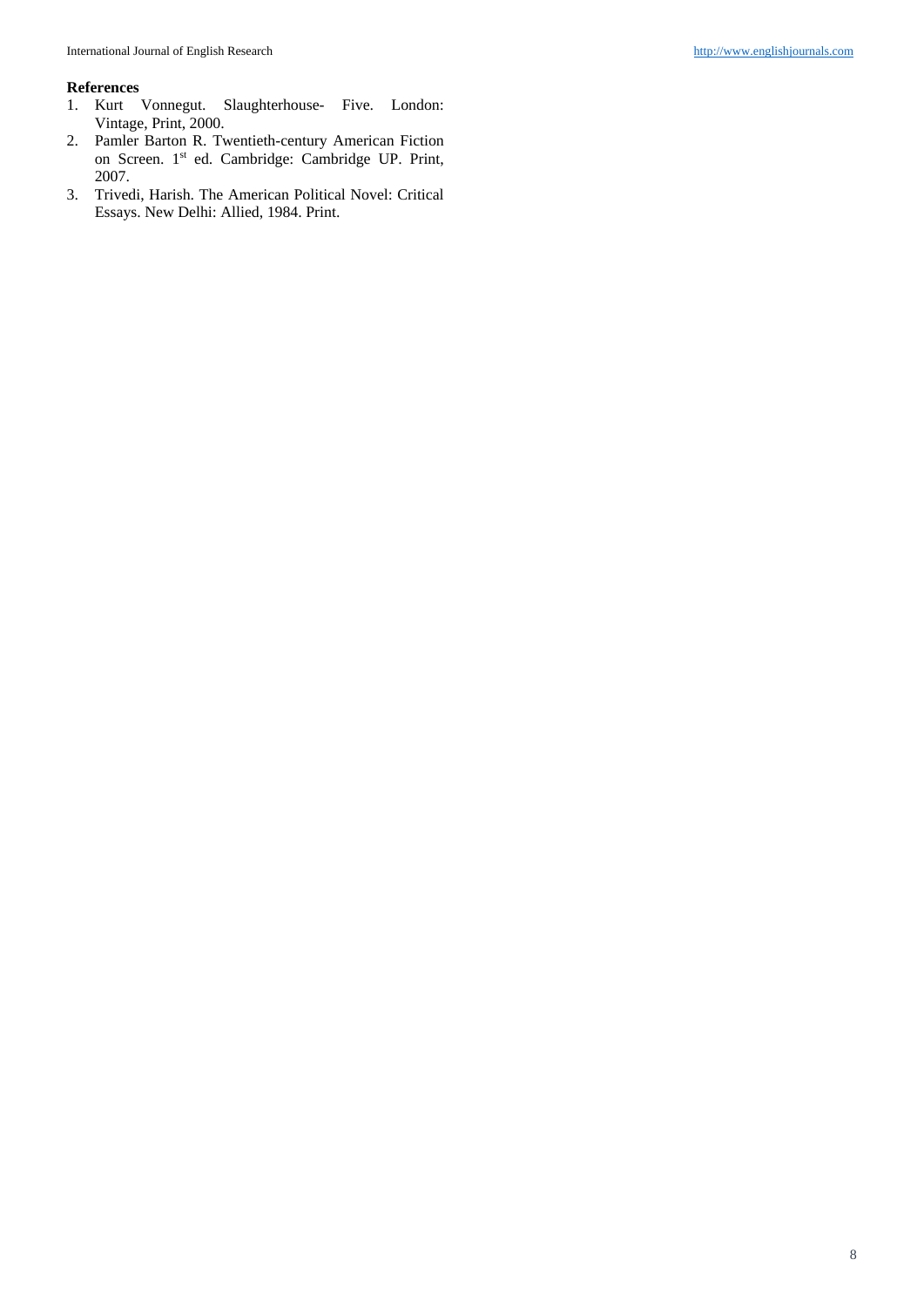**References**

1. Kurt Vonnegut. Slaughterhouse- Five. London: Vintage, Print, 2000.
2. Pamler Barton R. Twentieth-century American Fiction on Screen. 1st ed. Cambridge: Cambridge UP. Print, 2007.
3. Trivedi, Harish. The American Political Novel: Critical Essays. New Delhi: Allied, 1984. Print.